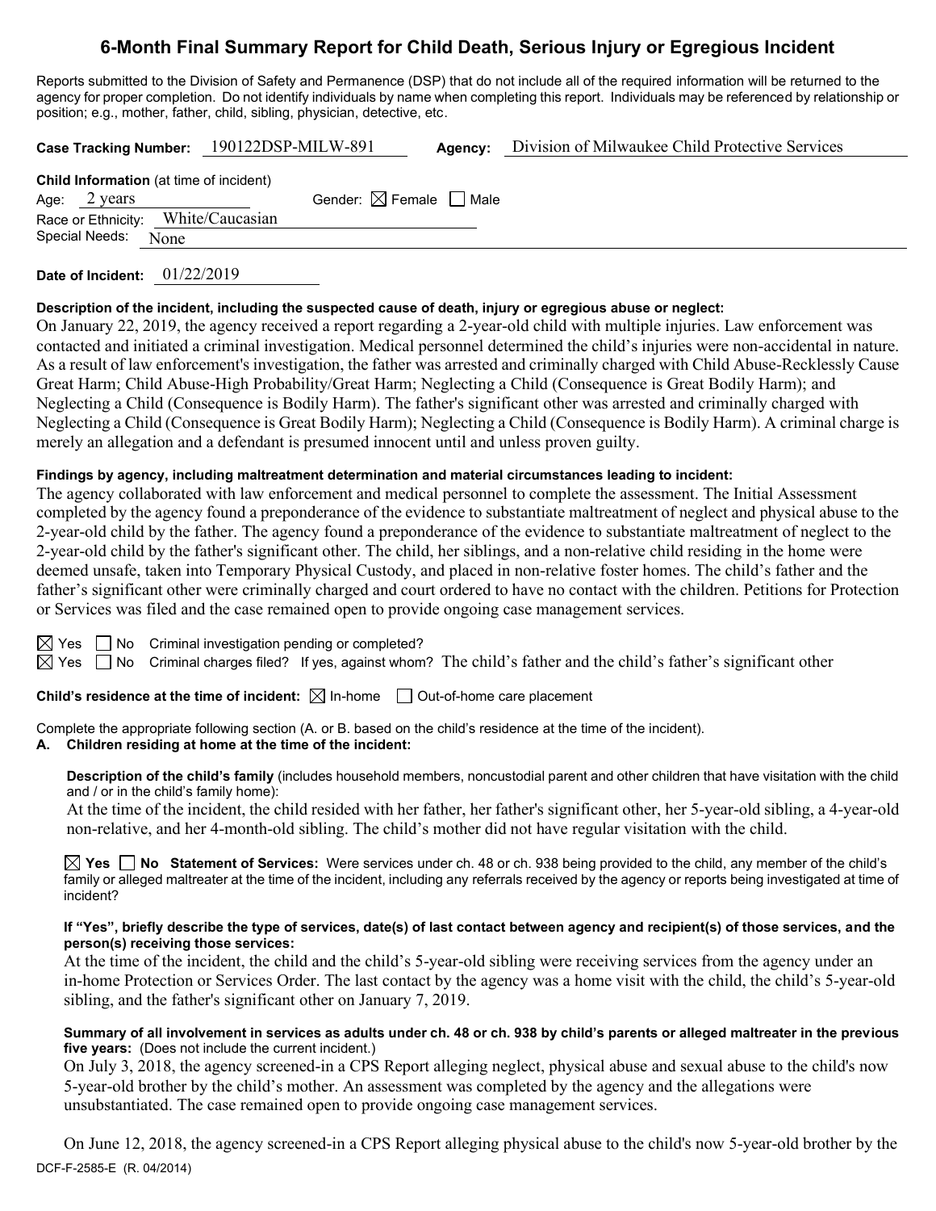# 6-Month Final Summary Report for Child Death, Serious Injury or Egregious Incident

Reports submitted to the Division of Safety and Permanence (DSP) that do not include all of the required information will be returned to the agency for proper completion. Do not identify individuals by name when completing this report. Individuals may be referenced by relationship or position; e.g., mother, father, child, sibling, physician, detective, etc.

**Case Tracking Number:** 190122DSP-MILW-891 **Agency:** Division of Milwaukee Child Protective Services

**Child Information** (at time of incident)

Age: 2 years Gender: ☒ Female ☐ Male

Race or Ethnicity: White/Caucasian

Special Needs: None

**Date of Incident:** 01/22/2019

**Description of the incident, including the suspected cause of death, injury or egregious abuse or neglect:**

On January 22, 2019, the agency received a report regarding a 2-year-old child with multiple injuries. Law enforcement was contacted and initiated a criminal investigation. Medical personnel determined the child's injuries were non-accidental in nature. As a result of law enforcement's investigation, the father was arrested and criminally charged with Child Abuse-Recklessly Cause Great Harm; Child Abuse-High Probability/Great Harm; Neglecting a Child (Consequence is Great Bodily Harm); and Neglecting a Child (Consequence is Bodily Harm). The father's significant other was arrested and criminally charged with Neglecting a Child (Consequence is Great Bodily Harm); Neglecting a Child (Consequence is Bodily Harm). A criminal charge is merely an allegation and a defendant is presumed innocent until and unless proven guilty.

**Findings by agency, including maltreatment determination and material circumstances leading to incident:**

The agency collaborated with law enforcement and medical personnel to complete the assessment. The Initial Assessment completed by the agency found a preponderance of the evidence to substantiate maltreatment of neglect and physical abuse to the 2-year-old child by the father. The agency found a preponderance of the evidence to substantiate maltreatment of neglect to the 2-year-old child by the father's significant other. The child, her siblings, and a non-relative child residing in the home were deemed unsafe, taken into Temporary Physical Custody, and placed in non-relative foster homes. The child's father and the father's significant other were criminally charged and court ordered to have no contact with the children. Petitions for Protection or Services was filed and the case remained open to provide ongoing case management services.

☒ Yes ☐ No Criminal investigation pending or completed?

☒ Yes ☐ No Criminal charges filed? If yes, against whom? The child's father and the child's father's significant other

**Child's residence at the time of incident:** ☒ In-home ☐ Out-of-home care placement

Complete the appropriate following section (A. or B. based on the child's residence at the time of the incident).

**A. Children residing at home at the time of the incident:**

**Description of the child's family** (includes household members, noncustodial parent and other children that have visitation with the child and / or in the child's family home):

At the time of the incident, the child resided with her father, her father's significant other, her 5-year-old sibling, a 4-year-old non-relative, and her 4-month-old sibling. The child's mother did not have regular visitation with the child.

☒ **Yes** ☐ **No Statement of Services:** Were services under ch. 48 or ch. 938 being provided to the child, any member of the child's family or alleged maltreater at the time of the incident, including any referrals received by the agency or reports being investigated at time of incident?

**If "Yes", briefly describe the type of services, date(s) of last contact between agency and recipient(s) of those services, and the person(s) receiving those services:**

At the time of the incident, the child and the child's 5-year-old sibling were receiving services from the agency under an in-home Protection or Services Order. The last contact by the agency was a home visit with the child, the child's 5-year-old sibling, and the father's significant other on January 7, 2019.

**Summary of all involvement in services as adults under ch. 48 or ch. 938 by child's parents or alleged maltreater in the previous five years:** (Does not include the current incident.)

On July 3, 2018, the agency screened-in a CPS Report alleging neglect, physical abuse and sexual abuse to the child's now 5-year-old brother by the child's mother. An assessment was completed by the agency and the allegations were unsubstantiated. The case remained open to provide ongoing case management services.

On June 12, 2018, the agency screened-in a CPS Report alleging physical abuse to the child's now 5-year-old brother by the

DCF-F-2585-E (R. 04/2014)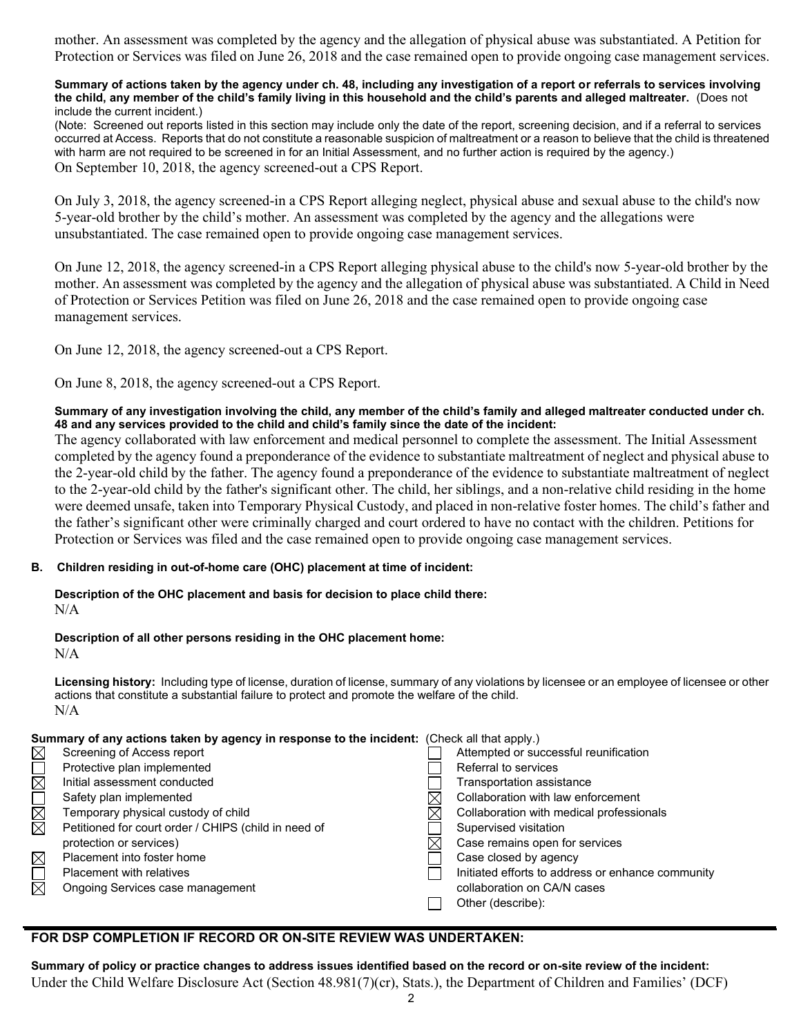mother. An assessment was completed by the agency and the allegation of physical abuse was substantiated. A Petition for Protection or Services was filed on June 26, 2018 and the case remained open to provide ongoing case management services.

**Summary of actions taken by the agency under ch. 48, including any investigation of a report or referrals to services involving the child, any member of the child's family living in this household and the child's parents and alleged maltreater.** (Does not include the current incident.)

(Note: Screened out reports listed in this section may include only the date of the report, screening decision, and if a referral to services occurred at Access. Reports that do not constitute a reasonable suspicion of maltreatment or a reason to believe that the child is threatened with harm are not required to be screened in for an Initial Assessment, and no further action is required by the agency.)

On September 10, 2018, the agency screened-out a CPS Report.

On July 3, 2018, the agency screened-in a CPS Report alleging neglect, physical abuse and sexual abuse to the child's now 5-year-old brother by the child's mother. An assessment was completed by the agency and the allegations were unsubstantiated. The case remained open to provide ongoing case management services.

On June 12, 2018, the agency screened-in a CPS Report alleging physical abuse to the child's now 5-year-old brother by the mother. An assessment was completed by the agency and the allegation of physical abuse was substantiated. A Child in Need of Protection or Services Petition was filed on June 26, 2018 and the case remained open to provide ongoing case management services.

On June 12, 2018, the agency screened-out a CPS Report.

On June 8, 2018, the agency screened-out a CPS Report.

**Summary of any investigation involving the child, any member of the child's family and alleged maltreater conducted under ch. 48 and any services provided to the child and child's family since the date of the incident:**

The agency collaborated with law enforcement and medical personnel to complete the assessment. The Initial Assessment completed by the agency found a preponderance of the evidence to substantiate maltreatment of neglect and physical abuse to the 2-year-old child by the father. The agency found a preponderance of the evidence to substantiate maltreatment of neglect to the 2-year-old child by the father's significant other. The child, her siblings, and a non-relative child residing in the home were deemed unsafe, taken into Temporary Physical Custody, and placed in non-relative foster homes. The child's father and the father's significant other were criminally charged and court ordered to have no contact with the children. Petitions for Protection or Services was filed and the case remained open to provide ongoing case management services.

**B. Children residing in out-of-home care (OHC) placement at time of incident:**

**Description of the OHC placement and basis for decision to place child there:**
N/A

**Description of all other persons residing in the OHC placement home:**
N/A

**Licensing history:** Including type of license, duration of license, summary of any violations by licensee or an employee of licensee or other actions that constitute a substantial failure to protect and promote the welfare of the child.
N/A

**Summary of any actions taken by agency in response to the incident:** (Check all that apply.)

- ☒ Screening of Access report
- ☐ Protective plan implemented
- ☒ Initial assessment conducted
- ☐ Safety plan implemented
- ☒ Temporary physical custody of child
- ☒ Petitioned for court order / CHIPS (child in need of protection or services)
- ☒ Placement into foster home
- ☐ Placement with relatives
- ☒ Ongoing Services case management
- ☐ Attempted or successful reunification
- ☐ Referral to services
- ☐ Transportation assistance
- ☒ Collaboration with law enforcement
- ☒ Collaboration with medical professionals
- ☐ Supervised visitation
- ☒ Case remains open for services
- ☐ Case closed by agency
- ☐ Initiated efforts to address or enhance community collaboration on CA/N cases
- ☐ Other (describe):

## FOR DSP COMPLETION IF RECORD OR ON-SITE REVIEW WAS UNDERTAKEN:

**Summary of policy or practice changes to address issues identified based on the record or on-site review of the incident:**

Under the Child Welfare Disclosure Act (Section 48.981(7)(cr), Stats.), the Department of Children and Families' (DCF)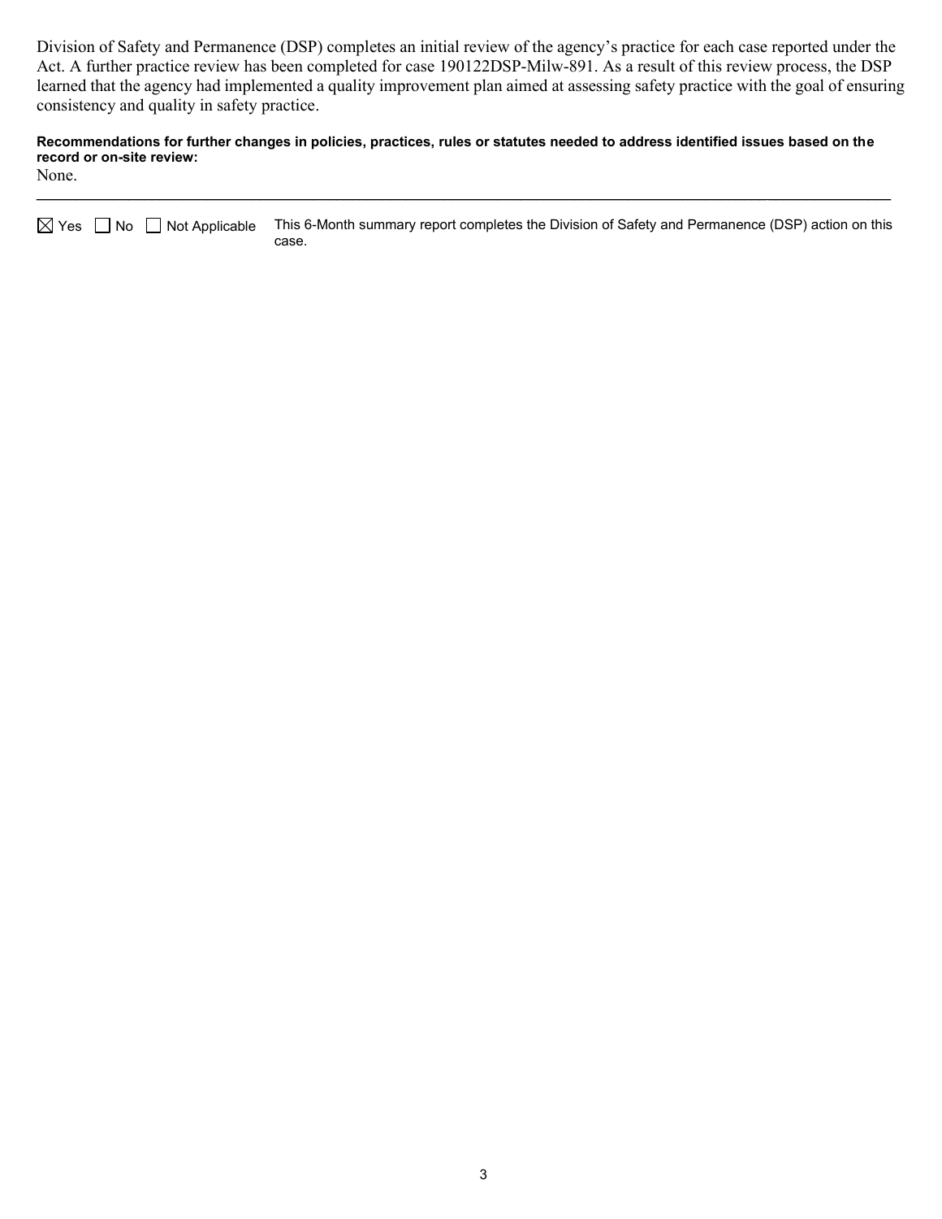Division of Safety and Permanence (DSP) completes an initial review of the agency's practice for each case reported under the Act. A further practice review has been completed for case 190122DSP-Milw-891. As a result of this review process, the DSP learned that the agency had implemented a quality improvement plan aimed at assessing safety practice with the goal of ensuring consistency and quality in safety practice.

**Recommendations for further changes in policies, practices, rules or statutes needed to address identified issues based on the record or on-site review:**

None.

---

☒ Yes ☐ No ☐ Not Applicable This 6-Month summary report completes the Division of Safety and Permanence (DSP) action on this case.